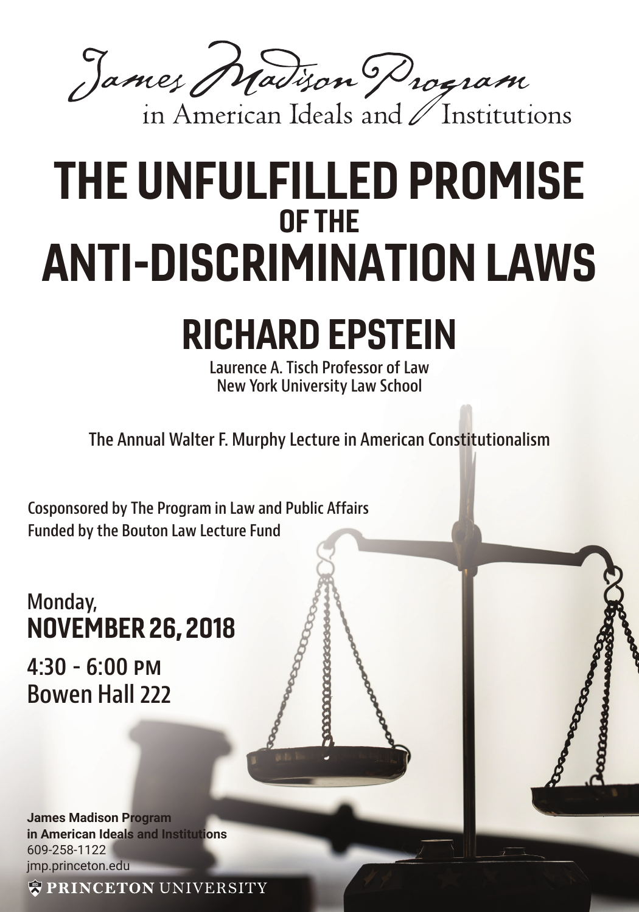James Madison Program
in American Ideals and Institutions

# THE UNFULFILLED PROMISE OF THE ANTI-DISCRIMINATION LAWS

## RICHARD EPSTEIN

Laurence A. Tisch Professor of Law
New York University Law School

The Annual Walter F. Murphy Lecture in American Constitutionalism

Cosponsored by The Program in Law and Public Affairs
Funded by the Bouton Law Lecture Fund

Monday,
**NOVEMBER 26, 2018**

4:30 - 6:00 PM
Bowen Hall 222

**James Madison Program**
**in American Ideals and Institutions**
609-258-1122
jmp.princeton.edu

PRINCETON UNIVERSITY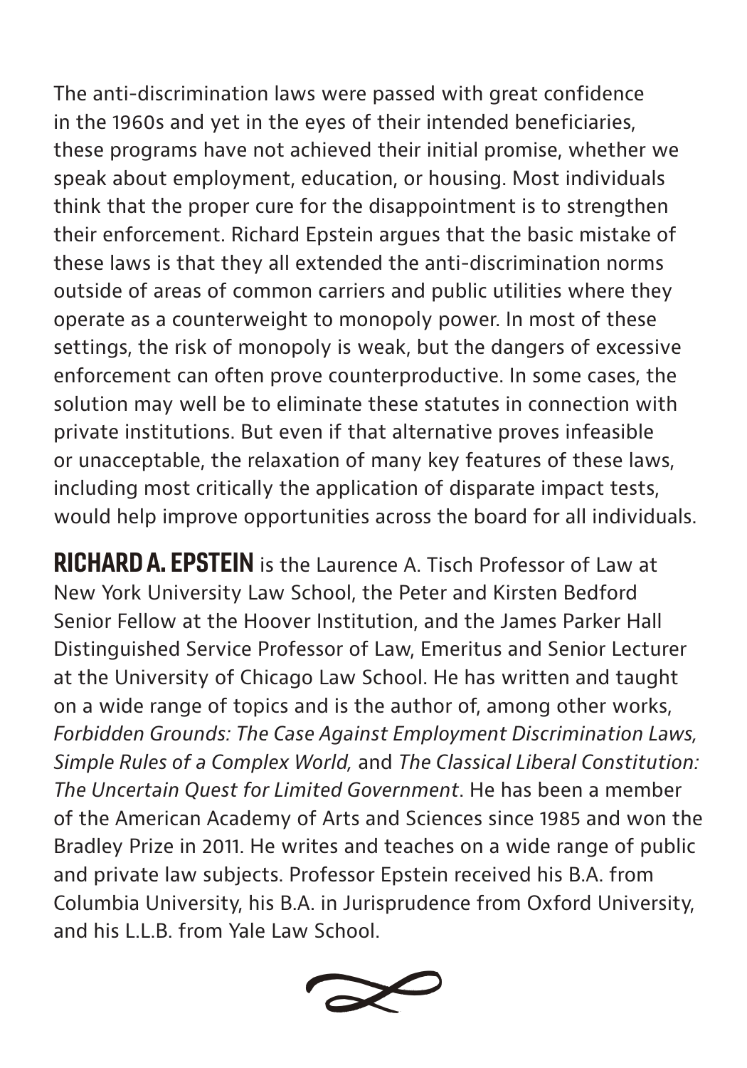The anti-discrimination laws were passed with great confidence in the 1960s and yet in the eyes of their intended beneficiaries, these programs have not achieved their initial promise, whether we speak about employment, education, or housing. Most individuals think that the proper cure for the disappointment is to strengthen their enforcement. Richard Epstein argues that the basic mistake of these laws is that they all extended the anti-discrimination norms outside of areas of common carriers and public utilities where they operate as a counterweight to monopoly power. In most of these settings, the risk of monopoly is weak, but the dangers of excessive enforcement can often prove counterproductive. In some cases, the solution may well be to eliminate these statutes in connection with private institutions. But even if that alternative proves infeasible or unacceptable, the relaxation of many key features of these laws, including most critically the application of disparate impact tests, would help improve opportunities across the board for all individuals.

**RICHARD A. EPSTEIN** is the Laurence A. Tisch Professor of Law at New York University Law School, the Peter and Kirsten Bedford Senior Fellow at the Hoover Institution, and the James Parker Hall Distinguished Service Professor of Law, Emeritus and Senior Lecturer at the University of Chicago Law School. He has written and taught on a wide range of topics and is the author of, among other works, *Forbidden Grounds: The Case Against Employment Discrimination Laws, Simple Rules of a Complex World,* and *The Classical Liberal Constitution: The Uncertain Quest for Limited Government*. He has been a member of the American Academy of Arts and Sciences since 1985 and won the Bradley Prize in 2011. He writes and teaches on a wide range of public and private law subjects. Professor Epstein received his B.A. from Columbia University, his B.A. in Jurisprudence from Oxford University, and his L.L.B. from Yale Law School.